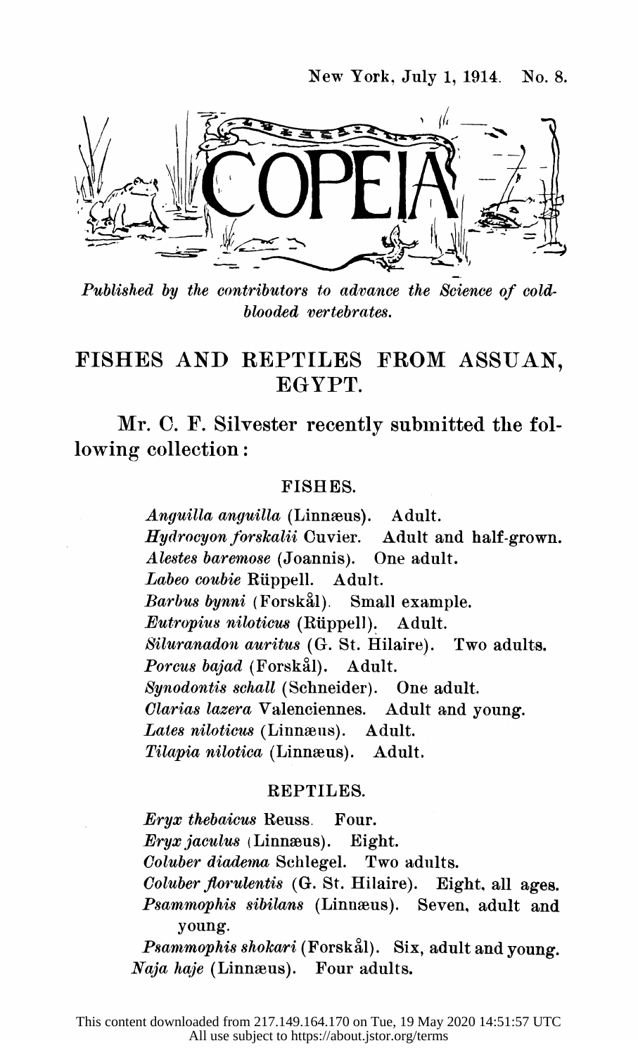New York, July 1, 1914. No. 8.

# COPEIA

*Published by the contributors to advance the Science of cold-blooded vertebrates.*

## FISHES AND REPTILES FROM ASSUAN, EGYPT.

Mr. C. F. Silvester recently submitted the following collection:

### FISHES.

*Anguilla anguilla* (Linnæus). Adult.
*Hydrocyon forskalii* Cuvier. Adult and half-grown.
*Alestes baremose* (Joannis). One adult.
*Labeo coubie* Rüppell. Adult.
*Barbus bynni* (Forskål). Small example.
*Eutropius niloticus* (Rüppell). Adult.
*Siluranadon auritus* (G. St. Hilaire). Two adults.
*Porcus bajad* (Forskål). Adult.
*Synodontis schall* (Schneider). One adult.
*Clarias lazera* Valenciennes. Adult and young.
*Lates niloticus* (Linnæus). Adult.
*Tilapia nilotica* (Linnæus). Adult.

### REPTILES.

*Eryx thebaicus* Reuss. Four.
*Eryx jaculus* (Linnæus). Eight.
*Coluber diadema* Schlegel. Two adults.
*Coluber florulentis* (G. St. Hilaire). Eight, all ages.
*Psammophis sibilans* (Linnæus). Seven, adult and young.
*Psammophis shokari* (Forskål). Six, adult and young.
*Naja haje* (Linnæus). Four adults.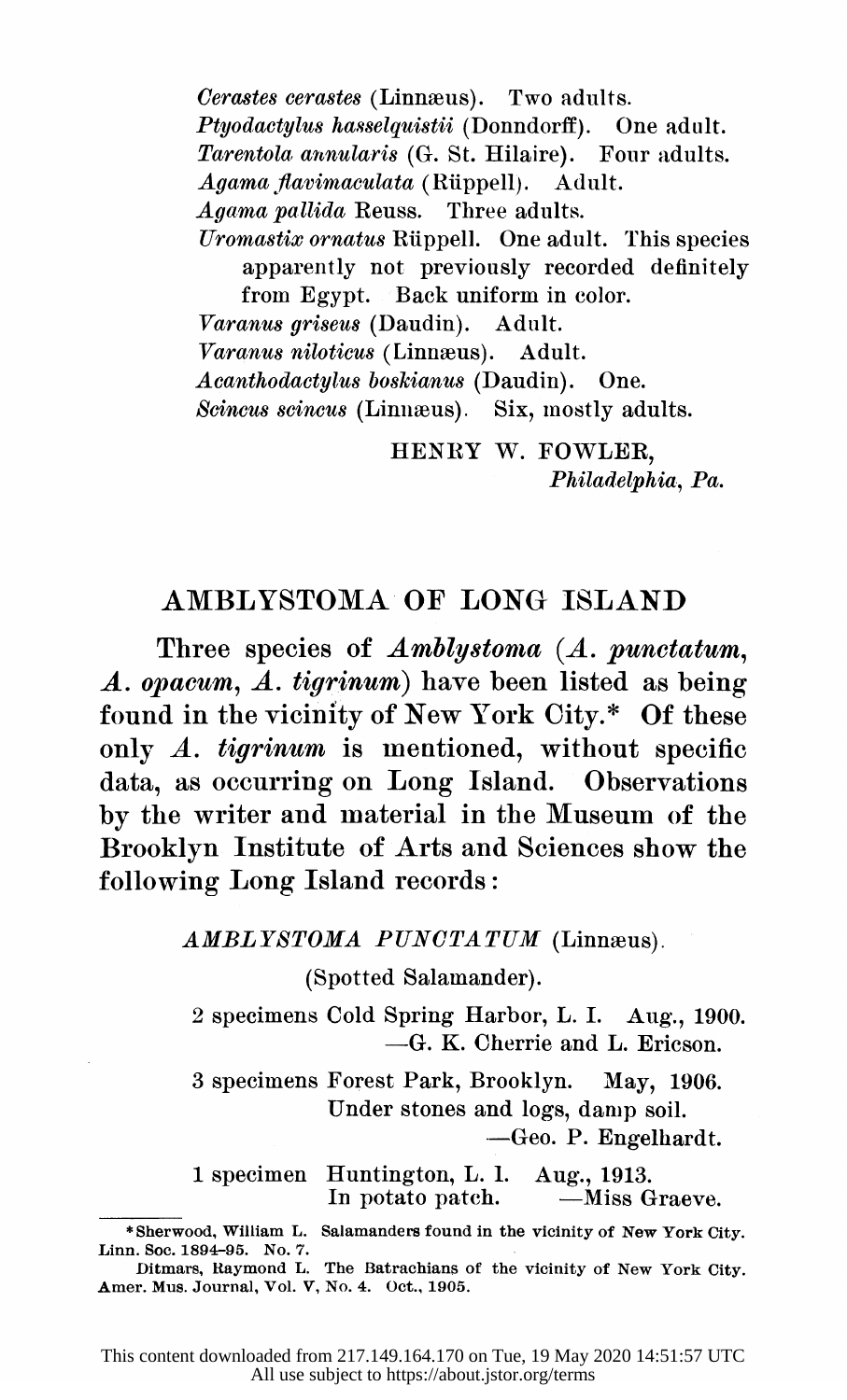*Cerastes cerastes* (Linnæus). Two adults.
*Ptyodactylus hasselquistii* (Donndorff). One adult.
*Tarentola annularis* (G. St. Hilaire). Four adults.
*Agama flavimaculata* (Rüppell). Adult.
*Agama pallida* Reuss. Three adults.
*Uromastix ornatus* Rüppell. One adult. This species apparently not previously recorded definitely from Egypt. Back uniform in color.
*Varanus griseus* (Daudin). Adult.
*Varanus niloticus* (Linnæus). Adult.
*Acanthodactylus boskianus* (Daudin). One.
*Scincus scincus* (Linnæus). Six, mostly adults.

HENRY W. FOWLER,
*Philadelphia, Pa.*

## AMBLYSTOMA OF LONG ISLAND

Three species of *Amblystoma* (*A. punctatum*, *A. opacum*, *A. tigrinum*) have been listed as being found in the vicinity of New York City.* Of these only *A. tigrinum* is mentioned, without specific data, as occurring on Long Island. Observations by the writer and material in the Museum of the Brooklyn Institute of Arts and Sciences show the following Long Island records:

*AMBLYSTOMA PUNCTATUM* (Linnæus).
(Spotted Salamander).

2 specimens Cold Spring Harbor, L. I. Aug., 1900.
—G. K. Cherrie and L. Ericson.

3 specimens Forest Park, Brooklyn. May, 1906.
Under stones and logs, damp soil.
—Geo. P. Engelhardt.

1 specimen Huntington, L. I. Aug., 1913.
In potato patch. —Miss Graeve.

*Sherwood, William L. Salamanders found in the vicinity of New York City. Linn. Soc. 1894-95. No. 7.
Ditmars, Raymond L. The Batrachians of the vicinity of New York City. Amer. Mus. Journal, Vol. V, No. 4. Oct., 1905.